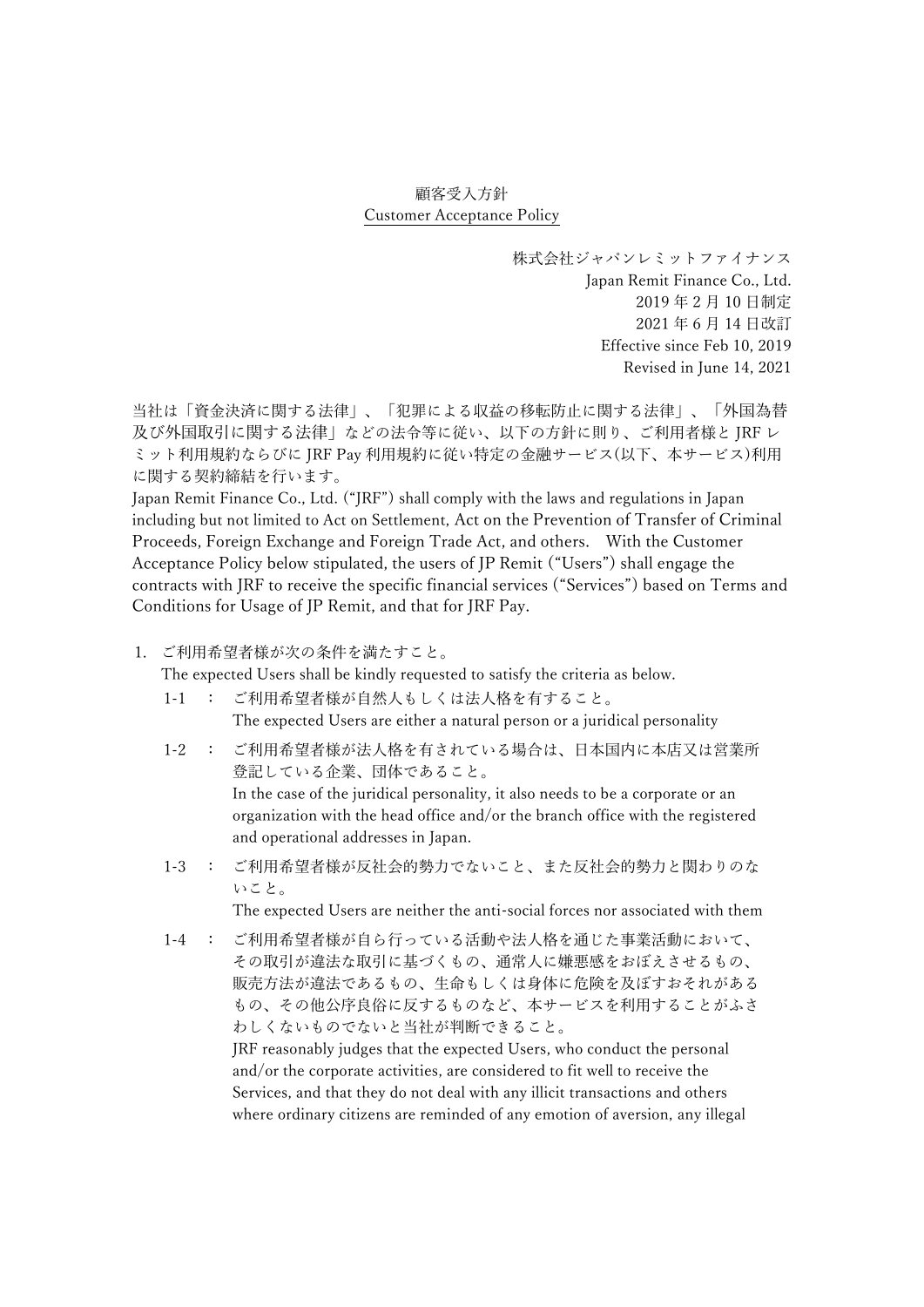# 顧客受入方針
# Customer Acceptance Policy

株式会社ジャパンレミットファイナンス  
Japan Remit Finance Co., Ltd.  
2019 年 2 月 10 日制定  
2021 年 6 月 14 日改訂  
Effective since Feb 10, 2019  
Revised in June 14, 2021

当社は「資金決済に関する法律」、「犯罪による収益の移転防止に関する法律」、「外国為替及び外国取引に関する法律」などの法令等に従い、以下の方針に則り、ご利用者様と JRF レミット利用規約ならびに JRF Pay 利用規約に従い特定の金融サービス(以下、本サービス)利用に関する契約締結を行います。

Japan Remit Finance Co., Ltd. ("JRF") shall comply with the laws and regulations in Japan including but not limited to Act on Settlement, Act on the Prevention of Transfer of Criminal Proceeds, Foreign Exchange and Foreign Trade Act, and others. With the Customer Acceptance Policy below stipulated, the users of JP Remit ("Users") shall engage the contracts with JRF to receive the specific financial services ("Services") based on Terms and Conditions for Usage of JP Remit, and that for JRF Pay.

1. ご利用希望者様が次の条件を満たすこと。
   The expected Users shall be kindly requested to satisfy the criteria as below.

   1-1 ： ご利用希望者様が自然人もしくは法人格を有すること。
   The expected Users are either a natural person or a juridical personality

   1-2 ： ご利用希望者様が法人格を有されている場合は、日本国内に本店又は営業所登記している企業、団体であること。
   In the case of the juridical personality, it also needs to be a corporate or an organization with the head office and/or the branch office with the registered and operational addresses in Japan.

   1-3 ： ご利用希望者様が反社会的勢力でないこと、また反社会的勢力と関わりのないこと。
   The expected Users are neither the anti-social forces nor associated with them

   1-4 ： ご利用希望者様が自ら行っている活動や法人格を通じた事業活動において、その取引が違法な取引に基づくもの、通常人に嫌悪感をおぼえさせるもの、販売方法が違法であるもの、生命もしくは身体に危険を及ぼすおそれがあるもの、その他公序良俗に反するものなど、本サービスを利用することがふさわしくないものでないと当社が判断できること。
   JRF reasonably judges that the expected Users, who conduct the personal and/or the corporate activities, are considered to fit well to receive the Services, and that they do not deal with any illicit transactions and others where ordinary citizens are reminded of any emotion of aversion, any illegal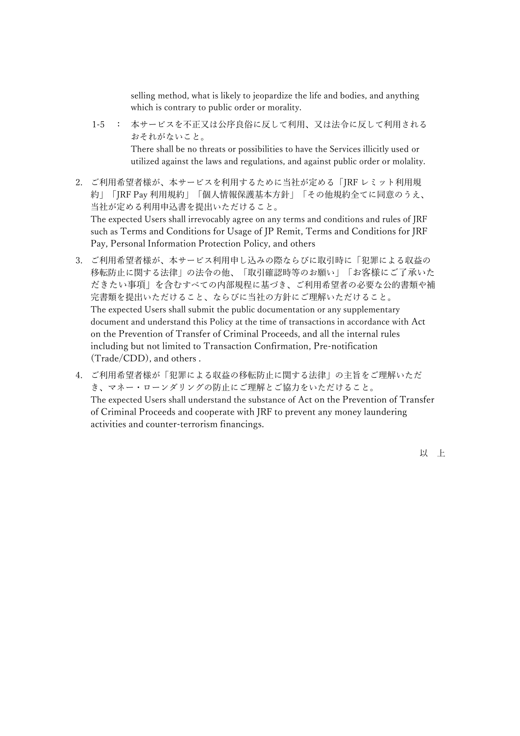selling method, what is likely to jeopardize the life and bodies, and anything which is contrary to public order or morality.

1-5 ： 本サービスを不正又は公序良俗に反して利用、又は法令に反して利用されるおそれがないこと。
There shall be no threats or possibilities to have the Services illicitly used or utilized against the laws and regulations, and against public order or molality.

2. ご利用希望者様が、本サービスを利用するために当社が定める「JRF レミット利用規約」「JRF Pay 利用規約」「個人情報保護基本方針」「その他規約全てに同意のうえ、当社が定める利用申込書を提出いただけること。
The expected Users shall irrevocably agree on any terms and conditions and rules of JRF such as Terms and Conditions for Usage of JP Remit, Terms and Conditions for JRF Pay, Personal Information Protection Policy, and others

3. ご利用希望者様が、本サービス利用申し込みの際ならびに取引時に「犯罪による収益の移転防止に関する法律」の法令の他、「取引確認時等のお願い」「お客様にご了承いただきたい事項」を含むすべての内部規程に基づき、ご利用希望者の必要な公的書類や補完書類を提出いただけること、ならびに当社の方針にご理解いただけること。
The expected Users shall submit the public documentation or any supplementary document and understand this Policy at the time of transactions in accordance with Act on the Prevention of Transfer of Criminal Proceeds, and all the internal rules including but not limited to Transaction Confirmation, Pre-notification (Trade/CDD), and others .

4. ご利用希望者様が「犯罪による収益の移転防止に関する法律」の主旨をご理解いただき、マネー・ローンダリングの防止にご理解とご協力をいただけること。
The expected Users shall understand the substance of Act on the Prevention of Transfer of Criminal Proceeds and cooperate with JRF to prevent any money laundering activities and counter-terrorism financings.

以　上